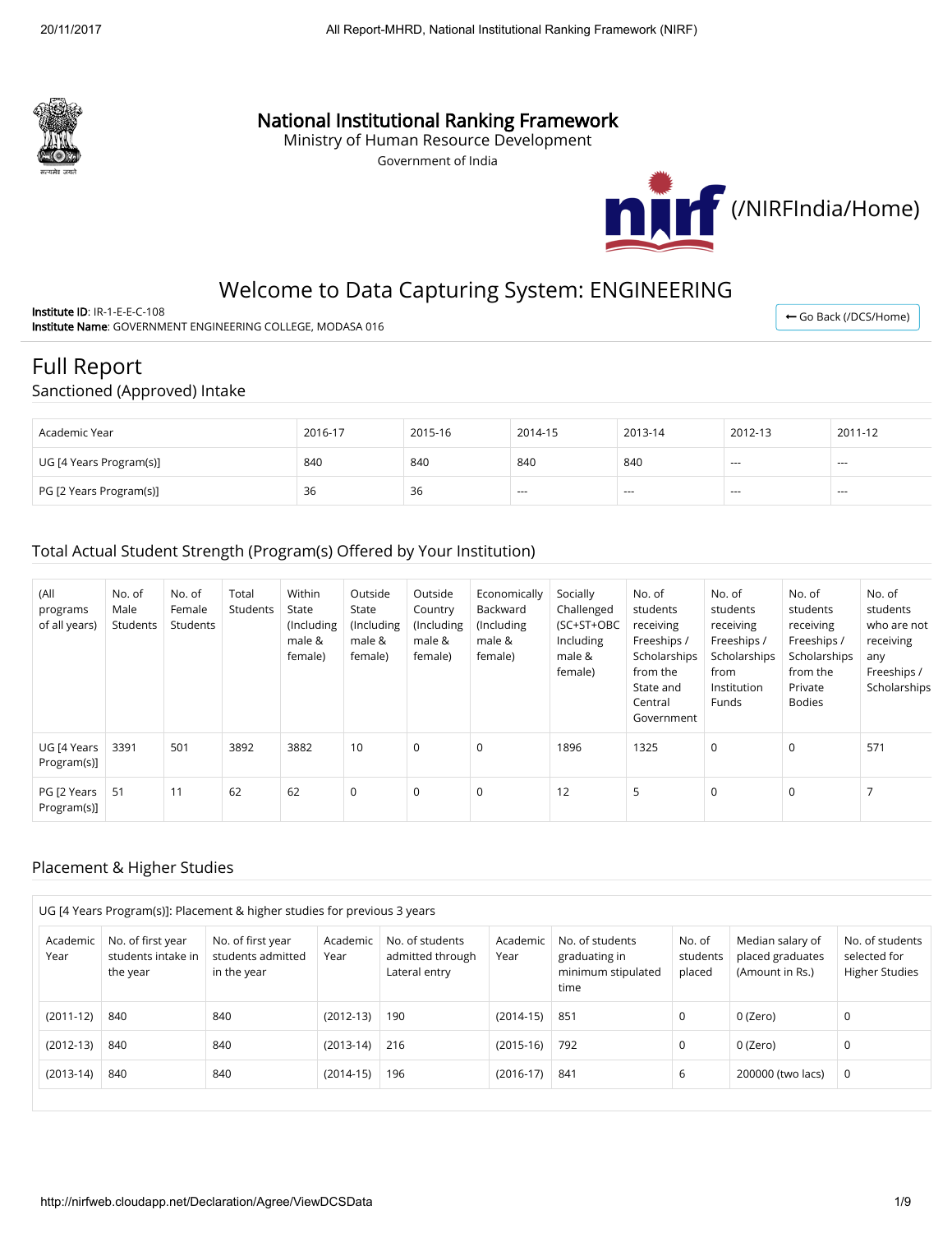# National Institutional Ranking Framework

Ministry of Human Resource Development

Government of India

(/NIRFIndia/Home)

## Welcome to Data Capturing System: ENGINEERING

**Institute ID**: IR-1-E-E-C-108

**Institute Name**: GOVERNMENT ENGINEERING COLLEGE, MODASA 016

Go Back (/DCS/Home)

# Full Report

## Sanctioned (Approved) Intake

| Academic Year | 2016-17 | 2015-16 | 2014-15 | 2013-14 | 2012-13 | 2011-12 |
|---|---|---|---|---|---|---|
| UG [4 Years Program(s)] | 840 | 840 | 840 | 840 | --- | --- |
| PG [2 Years Program(s)] | 36 | 36 | --- | --- | --- | --- |

## Total Actual Student Strength (Program(s) Offered by Your Institution)

| (All programs of all years) | No. of Male Students | No. of Female Students | Total Students | Within State (Including male & female) | Outside State (Including male & female) | Outside Country (Including male & female) | Economically Backward (Including male & female) | Socially Challenged (SC+ST+OBC Including male & female) | No. of students receiving Freeships / Scholarships from the State and Central Government | No. of students receiving Freeships / Scholarships from Institution Funds | No. of students receiving Freeships / Scholarships from the Private Bodies | No. of students who are not receiving any Freeships / Scholarships |
|---|---|---|---|---|---|---|---|---|---|---|---|---|
| UG [4 Years Program(s)] | 3391 | 501 | 3892 | 3882 | 10 | 0 | 0 | 1896 | 1325 | 0 | 0 | 571 |
| PG [2 Years Program(s)] | 51 | 11 | 62 | 62 | 0 | 0 | 0 | 12 | 5 | 0 | 0 | 7 |

## Placement & Higher Studies

UG [4 Years Program(s)]: Placement & higher studies for previous 3 years

| Academic Year | No. of first year students intake in the year | No. of first year students admitted in the year | Academic Year | No. of students admitted through Lateral entry | Academic Year | No. of students graduating in minimum stipulated time | No. of students placed | Median salary of placed graduates (Amount in Rs.) | No. of students selected for Higher Studies |
|---|---|---|---|---|---|---|---|---|---|
| (2011-12) | 840 | 840 | (2012-13) | 190 | (2014-15) | 851 | 0 | 0 (Zero) | 0 |
| (2012-13) | 840 | 840 | (2013-14) | 216 | (2015-16) | 792 | 0 | 0 (Zero) | 0 |
| (2013-14) | 840 | 840 | (2014-15) | 196 | (2016-17) | 841 | 6 | 200000 (two lacs) | 0 |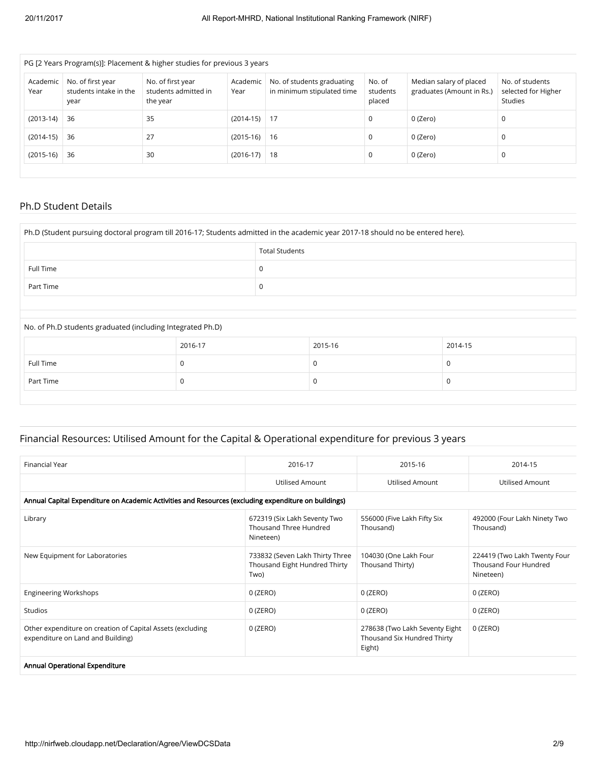PG [2 Years Program(s)]: Placement & higher studies for previous 3 years

| Academic Year | No. of first year students intake in the year | No. of first year students admitted in the year | Academic Year | No. of students graduating in minimum stipulated time | No. of students placed | Median salary of placed graduates (Amount in Rs.) | No. of students selected for Higher Studies |
|---|---|---|---|---|---|---|---|
| (2013-14) | 36 | 35 | (2014-15) | 17 | 0 | 0 (Zero) | 0 |
| (2014-15) | 36 | 27 | (2015-16) | 16 | 0 | 0 (Zero) | 0 |
| (2015-16) | 36 | 30 | (2016-17) | 18 | 0 | 0 (Zero) | 0 |

## Ph.D Student Details

Ph.D (Student pursuing doctoral program till 2016-17; Students admitted in the academic year 2017-18 should no be entered here).

| | Total Students |
|---|---|
| Full Time | 0 |
| Part Time | 0 |

No. of Ph.D students graduated (including Integrated Ph.D)

| | 2016-17 | 2015-16 | 2014-15 |
|---|---|---|---|
| Full Time | 0 | 0 | 0 |
| Part Time | 0 | 0 | 0 |

## Financial Resources: Utilised Amount for the Capital & Operational expenditure for previous 3 years

| Financial Year | 2016-17 | 2015-16 | 2014-15 |
|---|---|---|---|
| | Utilised Amount | Utilised Amount | Utilised Amount |
| **Annual Capital Expenditure on Academic Activities and Resources (excluding expenditure on buildings)** | | | |
| Library | 672319 (Six Lakh Seventy Two Thousand Three Hundred Nineteen) | 556000 (Five Lakh Fifty Six Thousand) | 492000 (Four Lakh Ninety Two Thousand) |
| New Equipment for Laboratories | 733832 (Seven Lakh Thirty Three Thousand Eight Hundred Thirty Two) | 104030 (One Lakh Four Thousand Thirty) | 224419 (Two Lakh Twenty Four Thousand Four Hundred Nineteen) |
| Engineering Workshops | 0 (ZERO) | 0 (ZERO) | 0 (ZERO) |
| Studios | 0 (ZERO) | 0 (ZERO) | 0 (ZERO) |
| Other expenditure on creation of Capital Assets (excluding expenditure on Land and Building) | 0 (ZERO) | 278638 (Two Lakh Seventy Eight Thousand Six Hundred Thirty Eight) | 0 (ZERO) |
| **Annual Operational Expenditure** | | | |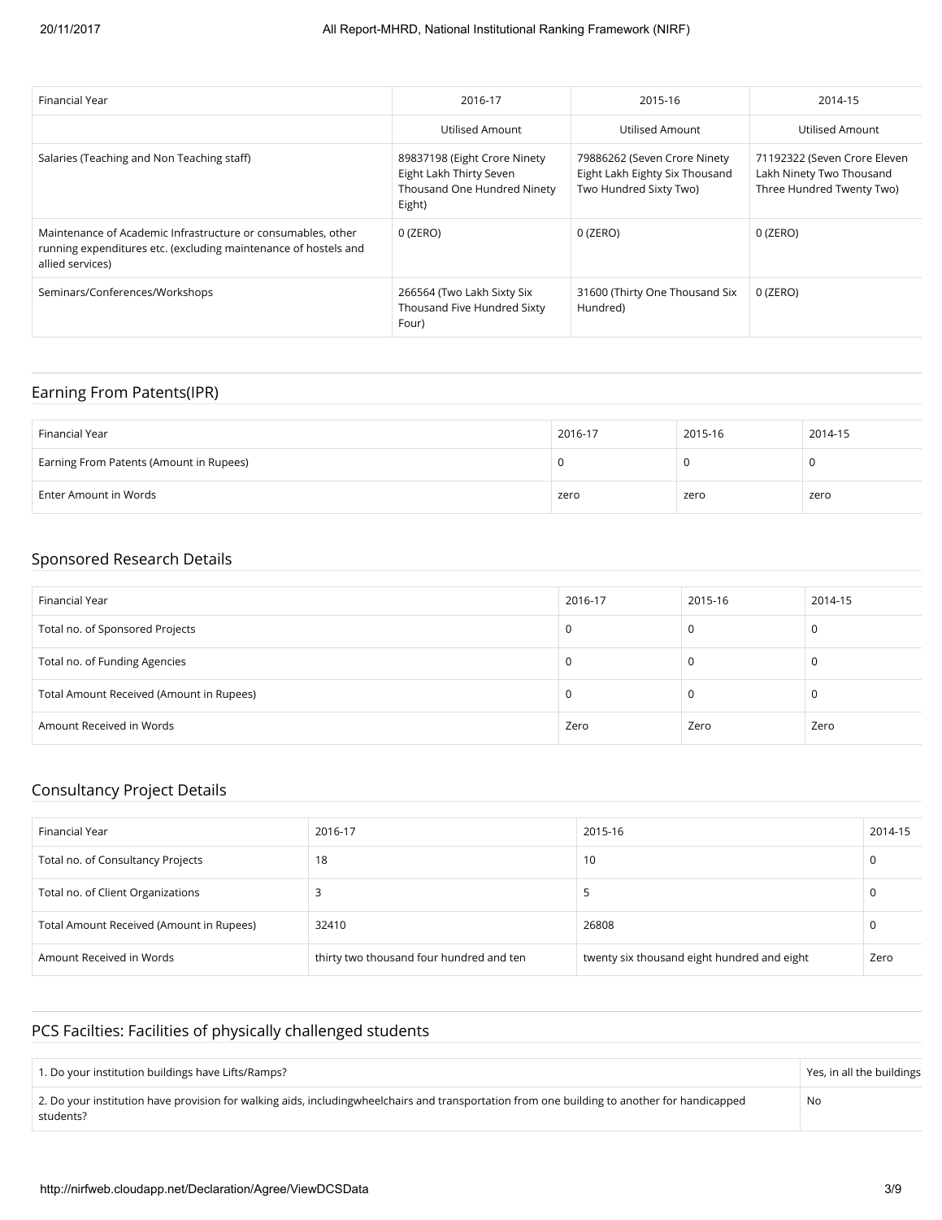| Financial Year | 2016-17 | 2015-16 | 2014-15 |
|---|---|---|---|
| | Utilised Amount | Utilised Amount | Utilised Amount |
| Salaries (Teaching and Non Teaching staff) | 89837198 (Eight Crore Ninety Eight Lakh Thirty Seven Thousand One Hundred Ninety Eight) | 79886262 (Seven Crore Ninety Eight Lakh Eighty Six Thousand Two Hundred Sixty Two) | 71192322 (Seven Crore Eleven Lakh Ninety Two Thousand Three Hundred Twenty Two) |
| Maintenance of Academic Infrastructure or consumables, other running expenditures etc. (excluding maintenance of hostels and allied services) | 0 (ZERO) | 0 (ZERO) | 0 (ZERO) |
| Seminars/Conferences/Workshops | 266564 (Two Lakh Sixty Six Thousand Five Hundred Sixty Four) | 31600 (Thirty One Thousand Six Hundred) | 0 (ZERO) |

## Earning From Patents(IPR)

| Financial Year | 2016-17 | 2015-16 | 2014-15 |
|---|---|---|---|
| Earning From Patents (Amount in Rupees) | 0 | 0 | 0 |
| Enter Amount in Words | zero | zero | zero |

## Sponsored Research Details

| Financial Year | 2016-17 | 2015-16 | 2014-15 |
|---|---|---|---|
| Total no. of Sponsored Projects | 0 | 0 | 0 |
| Total no. of Funding Agencies | 0 | 0 | 0 |
| Total Amount Received (Amount in Rupees) | 0 | 0 | 0 |
| Amount Received in Words | Zero | Zero | Zero |

## Consultancy Project Details

| Financial Year | 2016-17 | 2015-16 | 2014-15 |
|---|---|---|---|
| Total no. of Consultancy Projects | 18 | 10 | 0 |
| Total no. of Client Organizations | 3 | 5 | 0 |
| Total Amount Received (Amount in Rupees) | 32410 | 26808 | 0 |
| Amount Received in Words | thirty two thousand four hundred and ten | twenty six thousand eight hundred and eight | Zero |

## PCS Facilties: Facilities of physically challenged students

| | |
|---|---|
| 1. Do your institution buildings have Lifts/Ramps? | Yes, in all the buildings |
| 2. Do your institution have provision for walking aids, includingwheelchairs and transportation from one building to another for handicapped students? | No |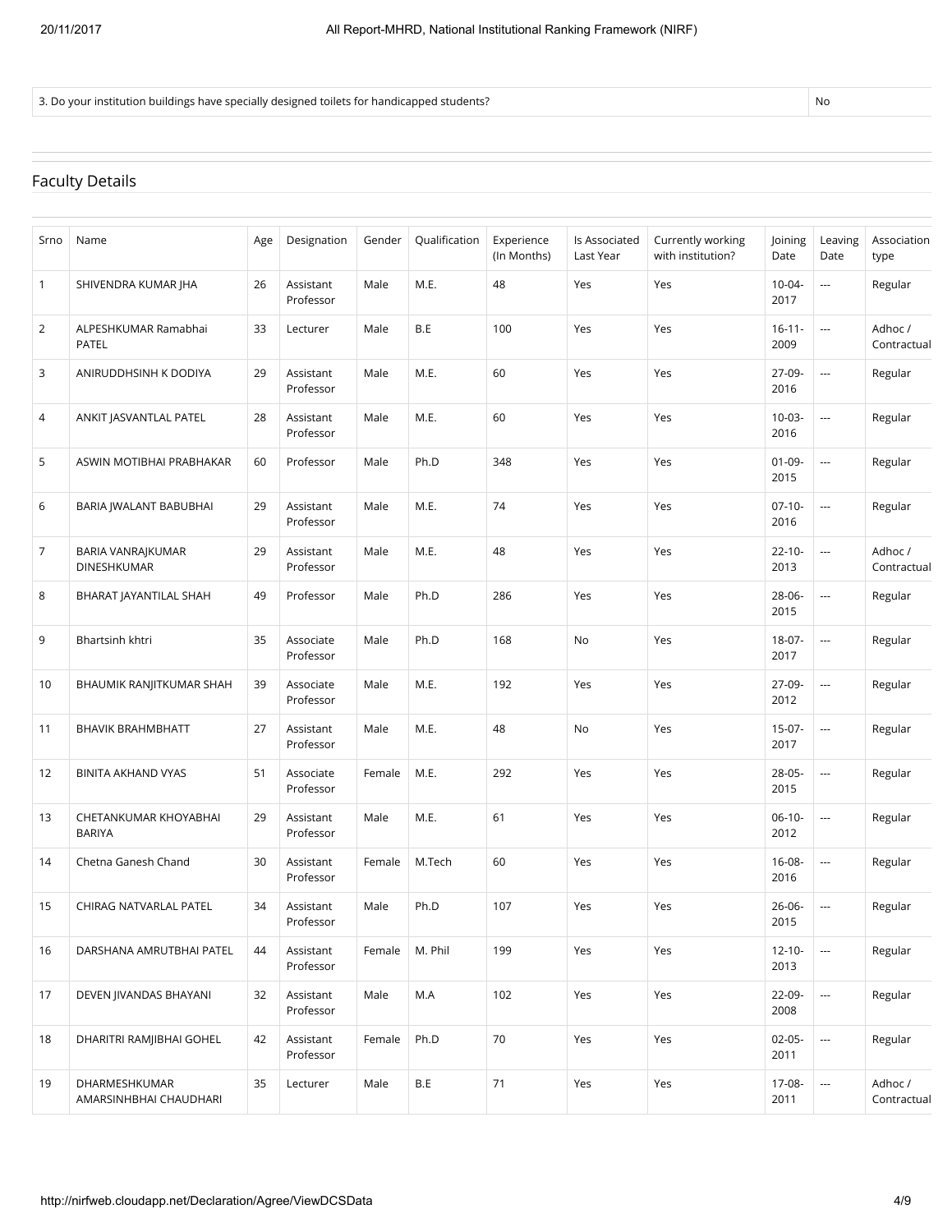| 3. Do your institution buildings have specially designed toilets for handicapped students? | No |
|---|---|

## Faculty Details

| Srno | Name | Age | Designation | Gender | Qualification | Experience (In Months) | Is Associated Last Year | Currently working with institution? | Joining Date | Leaving Date | Association type |
|---|---|---|---|---|---|---|---|---|---|---|---|
| 1 | SHIVENDRA KUMAR JHA | 26 | Assistant Professor | Male | M.E. | 48 | Yes | Yes | 10-04-2017 | --- | Regular |
| 2 | ALPESHKUMAR Ramabhai PATEL | 33 | Lecturer | Male | B.E | 100 | Yes | Yes | 16-11-2009 | --- | Adhoc / Contractual |
| 3 | ANIRUDDHSINH K DODIYA | 29 | Assistant Professor | Male | M.E. | 60 | Yes | Yes | 27-09-2016 | --- | Regular |
| 4 | ANKIT JASVANTLAL PATEL | 28 | Assistant Professor | Male | M.E. | 60 | Yes | Yes | 10-03-2016 | --- | Regular |
| 5 | ASWIN MOTIBHAI PRABHAKAR | 60 | Professor | Male | Ph.D | 348 | Yes | Yes | 01-09-2015 | --- | Regular |
| 6 | BARIA JWALANT BABUBHAI | 29 | Assistant Professor | Male | M.E. | 74 | Yes | Yes | 07-10-2016 | --- | Regular |
| 7 | BARIA VANRAJKUMAR DINESHKUMAR | 29 | Assistant Professor | Male | M.E. | 48 | Yes | Yes | 22-10-2013 | --- | Adhoc / Contractual |
| 8 | BHARAT JAYANTILAL SHAH | 49 | Professor | Male | Ph.D | 286 | Yes | Yes | 28-06-2015 | --- | Regular |
| 9 | Bhartsinh khtri | 35 | Associate Professor | Male | Ph.D | 168 | No | Yes | 18-07-2017 | --- | Regular |
| 10 | BHAUMIK RANJITKUMAR SHAH | 39 | Associate Professor | Male | M.E. | 192 | Yes | Yes | 27-09-2012 | --- | Regular |
| 11 | BHAVIK BRAHMBHATT | 27 | Assistant Professor | Male | M.E. | 48 | No | Yes | 15-07-2017 | --- | Regular |
| 12 | BINITA AKHAND VYAS | 51 | Associate Professor | Female | M.E. | 292 | Yes | Yes | 28-05-2015 | --- | Regular |
| 13 | CHETANKUMAR KHOYABHAI BARIYA | 29 | Assistant Professor | Male | M.E. | 61 | Yes | Yes | 06-10-2012 | --- | Regular |
| 14 | Chetna Ganesh Chand | 30 | Assistant Professor | Female | M.Tech | 60 | Yes | Yes | 16-08-2016 | --- | Regular |
| 15 | CHIRAG NATVARLAL PATEL | 34 | Assistant Professor | Male | Ph.D | 107 | Yes | Yes | 26-06-2015 | --- | Regular |
| 16 | DARSHANA AMRUTBHAI PATEL | 44 | Assistant Professor | Female | M. Phil | 199 | Yes | Yes | 12-10-2013 | --- | Regular |
| 17 | DEVEN JIVANDAS BHAYANI | 32 | Assistant Professor | Male | M.A | 102 | Yes | Yes | 22-09-2008 | --- | Regular |
| 18 | DHARITRI RAMJIBHAI GOHEL | 42 | Assistant Professor | Female | Ph.D | 70 | Yes | Yes | 02-05-2011 | --- | Regular |
| 19 | DHARMESHKUMAR AMARSINHBHAI CHAUDHARI | 35 | Lecturer | Male | B.E | 71 | Yes | Yes | 17-08-2011 | --- | Adhoc / Contractual |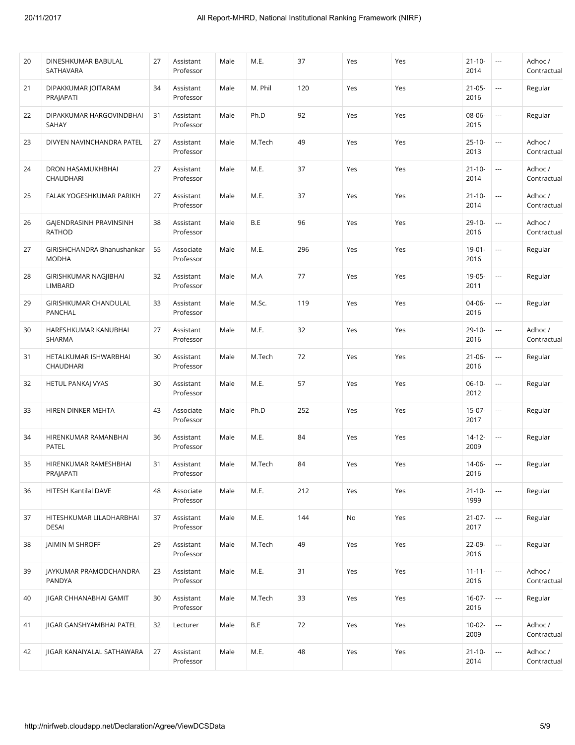| 20 | DINESHKUMAR BABULAL SATHAVARA | 27 | Assistant Professor | Male | M.E. | 37 | Yes | Yes | 21-10-2014 | --- | Adhoc / Contractual |
|---|---|---|---|---|---|---|---|---|---|---|---|
| 21 | DIPAKKUMAR JOITARAM PRAJAPATI | 34 | Assistant Professor | Male | M. Phil | 120 | Yes | Yes | 21-05-2016 | --- | Regular |
| 22 | DIPAKKUMAR HARGOVINDBHAI SAHAY | 31 | Assistant Professor | Male | Ph.D | 92 | Yes | Yes | 08-06-2015 | --- | Regular |
| 23 | DIVYEN NAVINCHANDRA PATEL | 27 | Assistant Professor | Male | M.Tech | 49 | Yes | Yes | 25-10-2013 | --- | Adhoc / Contractual |
| 24 | DRON HASAMUKHBHAI CHAUDHARI | 27 | Assistant Professor | Male | M.E. | 37 | Yes | Yes | 21-10-2014 | --- | Adhoc / Contractual |
| 25 | FALAK YOGESHKUMAR PARIKH | 27 | Assistant Professor | Male | M.E. | 37 | Yes | Yes | 21-10-2014 | --- | Adhoc / Contractual |
| 26 | GAJENDRASINH PRAVINSINH RATHOD | 38 | Assistant Professor | Male | B.E | 96 | Yes | Yes | 29-10-2016 | --- | Adhoc / Contractual |
| 27 | GIRISHCHANDRA Bhanushankar MODHA | 55 | Associate Professor | Male | M.E. | 296 | Yes | Yes | 19-01-2016 | --- | Regular |
| 28 | GIRISHKUMAR NAGJIBHAI LIMBARD | 32 | Assistant Professor | Male | M.A | 77 | Yes | Yes | 19-05-2011 | --- | Regular |
| 29 | GIRISHKUMAR CHANDULAL PANCHAL | 33 | Assistant Professor | Male | M.Sc. | 119 | Yes | Yes | 04-06-2016 | --- | Regular |
| 30 | HARESHKUMAR KANUBHAI SHARMA | 27 | Assistant Professor | Male | M.E. | 32 | Yes | Yes | 29-10-2016 | --- | Adhoc / Contractual |
| 31 | HETALKUMAR ISHWARBHAI CHAUDHARI | 30 | Assistant Professor | Male | M.Tech | 72 | Yes | Yes | 21-06-2016 | --- | Regular |
| 32 | HETUL PANKAJ VYAS | 30 | Assistant Professor | Male | M.E. | 57 | Yes | Yes | 06-10-2012 | --- | Regular |
| 33 | HIREN DINKER MEHTA | 43 | Associate Professor | Male | Ph.D | 252 | Yes | Yes | 15-07-2017 | --- | Regular |
| 34 | HIRENKUMAR RAMANBHAI PATEL | 36 | Assistant Professor | Male | M.E. | 84 | Yes | Yes | 14-12-2009 | --- | Regular |
| 35 | HIRENKUMAR RAMESHBHAI PRAJAPATI | 31 | Assistant Professor | Male | M.Tech | 84 | Yes | Yes | 14-06-2016 | --- | Regular |
| 36 | HITESH Kantilal DAVE | 48 | Associate Professor | Male | M.E. | 212 | Yes | Yes | 21-10-1999 | --- | Regular |
| 37 | HITESHKUMAR LILADHARBHAI DESAI | 37 | Assistant Professor | Male | M.E. | 144 | No | Yes | 21-07-2017 | --- | Regular |
| 38 | JAIMIN M SHROFF | 29 | Assistant Professor | Male | M.Tech | 49 | Yes | Yes | 22-09-2016 | --- | Regular |
| 39 | JAYKUMAR PRAMODCHANDRA PANDYA | 23 | Assistant Professor | Male | M.E. | 31 | Yes | Yes | 11-11-2016 | --- | Adhoc / Contractual |
| 40 | JIGAR CHHANABHAI GAMIT | 30 | Assistant Professor | Male | M.Tech | 33 | Yes | Yes | 16-07-2016 | --- | Regular |
| 41 | JIGAR GANSHYAMBHAI PATEL | 32 | Lecturer | Male | B.E | 72 | Yes | Yes | 10-02-2009 | --- | Adhoc / Contractual |
| 42 | JIGAR KANAIYALAL SATHAWARA | 27 | Assistant Professor | Male | M.E. | 48 | Yes | Yes | 21-10-2014 | --- | Adhoc / Contractual |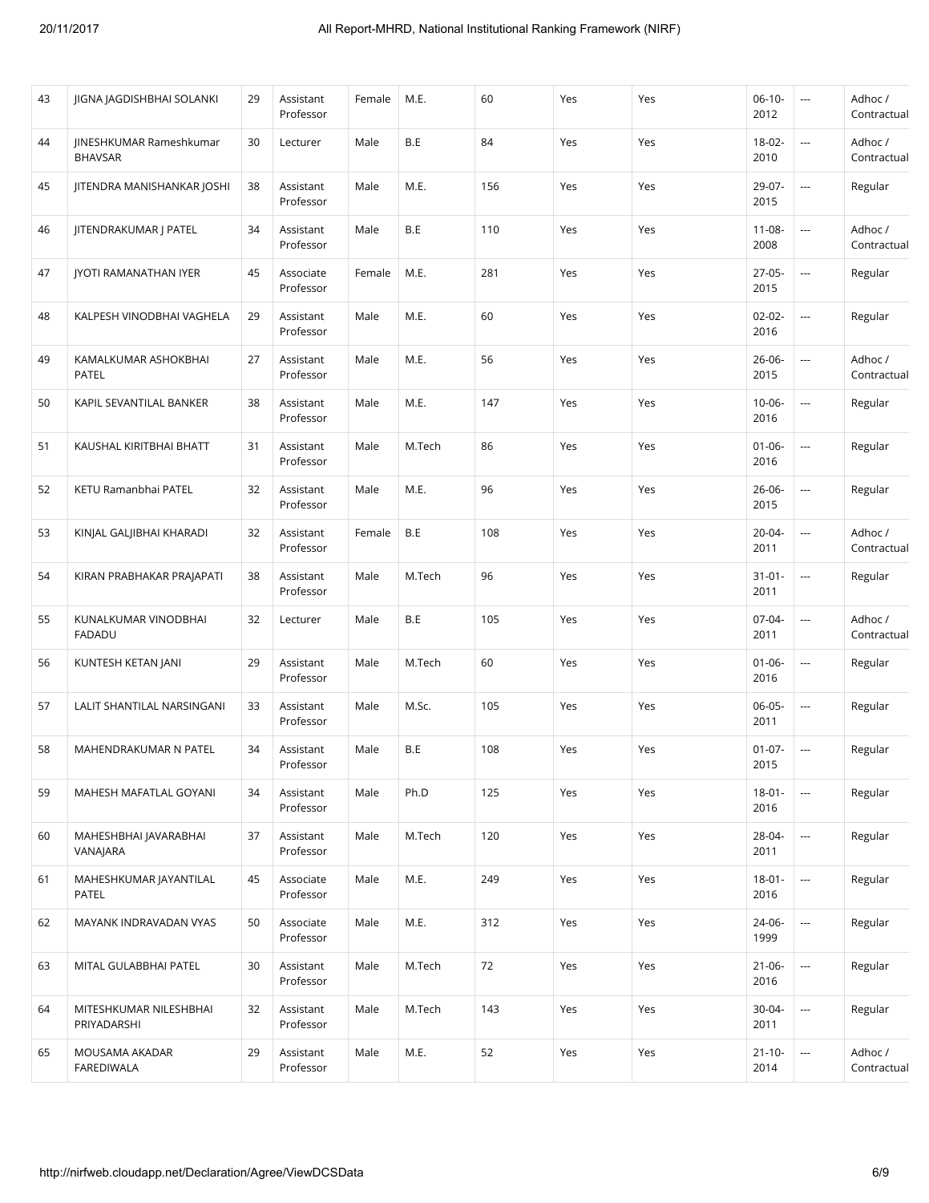| 43 | JIGNA JAGDISHBHAI SOLANKI | 29 | Assistant Professor | Female | M.E. | 60 | Yes | Yes | 06-10-2012 | --- | Adhoc / Contractual |
|---|---|---|---|---|---|---|---|---|---|---|---|
| 44 | JINESHKUMAR Rameshkumar BHAVSAR | 30 | Lecturer | Male | B.E | 84 | Yes | Yes | 18-02-2010 | --- | Adhoc / Contractual |
| 45 | JITENDRA MANISHANKAR JOSHI | 38 | Assistant Professor | Male | M.E. | 156 | Yes | Yes | 29-07-2015 | --- | Regular |
| 46 | JITENDRAKUMAR J PATEL | 34 | Assistant Professor | Male | B.E | 110 | Yes | Yes | 11-08-2008 | --- | Adhoc / Contractual |
| 47 | JYOTI RAMANATHAN IYER | 45 | Associate Professor | Female | M.E. | 281 | Yes | Yes | 27-05-2015 | --- | Regular |
| 48 | KALPESH VINODBHAI VAGHELA | 29 | Assistant Professor | Male | M.E. | 60 | Yes | Yes | 02-02-2016 | --- | Regular |
| 49 | KAMALKUMAR ASHOKBHAI PATEL | 27 | Assistant Professor | Male | M.E. | 56 | Yes | Yes | 26-06-2015 | --- | Adhoc / Contractual |
| 50 | KAPIL SEVANTILAL BANKER | 38 | Assistant Professor | Male | M.E. | 147 | Yes | Yes | 10-06-2016 | --- | Regular |
| 51 | KAUSHAL KIRITBHAI BHATT | 31 | Assistant Professor | Male | M.Tech | 86 | Yes | Yes | 01-06-2016 | --- | Regular |
| 52 | KETU Ramanbhai PATEL | 32 | Assistant Professor | Male | M.E. | 96 | Yes | Yes | 26-06-2015 | --- | Regular |
| 53 | KINJAL GALJIBHAI KHARADI | 32 | Assistant Professor | Female | B.E | 108 | Yes | Yes | 20-04-2011 | --- | Adhoc / Contractual |
| 54 | KIRAN PRABHAKAR PRAJAPATI | 38 | Assistant Professor | Male | M.Tech | 96 | Yes | Yes | 31-01-2011 | --- | Regular |
| 55 | KUNALKUMAR VINODBHAI FADADU | 32 | Lecturer | Male | B.E | 105 | Yes | Yes | 07-04-2011 | --- | Adhoc / Contractual |
| 56 | KUNTESH KETAN JANI | 29 | Assistant Professor | Male | M.Tech | 60 | Yes | Yes | 01-06-2016 | --- | Regular |
| 57 | LALIT SHANTILAL NARSINGANI | 33 | Assistant Professor | Male | M.Sc. | 105 | Yes | Yes | 06-05-2011 | --- | Regular |
| 58 | MAHENDRAKUMAR N PATEL | 34 | Assistant Professor | Male | B.E | 108 | Yes | Yes | 01-07-2015 | --- | Regular |
| 59 | MAHESH MAFATLAL GOYANI | 34 | Assistant Professor | Male | Ph.D | 125 | Yes | Yes | 18-01-2016 | --- | Regular |
| 60 | MAHESHBHAI JAVARABHAI VANAJARA | 37 | Assistant Professor | Male | M.Tech | 120 | Yes | Yes | 28-04-2011 | --- | Regular |
| 61 | MAHESHKUMAR JAYANTILAL PATEL | 45 | Associate Professor | Male | M.E. | 249 | Yes | Yes | 18-01-2016 | --- | Regular |
| 62 | MAYANK INDRAVADAN VYAS | 50 | Associate Professor | Male | M.E. | 312 | Yes | Yes | 24-06-1999 | --- | Regular |
| 63 | MITAL GULABBHAI PATEL | 30 | Assistant Professor | Male | M.Tech | 72 | Yes | Yes | 21-06-2016 | --- | Regular |
| 64 | MITESHKUMAR NILESHBHAI PRIYADARSHI | 32 | Assistant Professor | Male | M.Tech | 143 | Yes | Yes | 30-04-2011 | --- | Regular |
| 65 | MOUSAMA AKADAR FAREDIWALA | 29 | Assistant Professor | Male | M.E. | 52 | Yes | Yes | 21-10-2014 | --- | Adhoc / Contractual |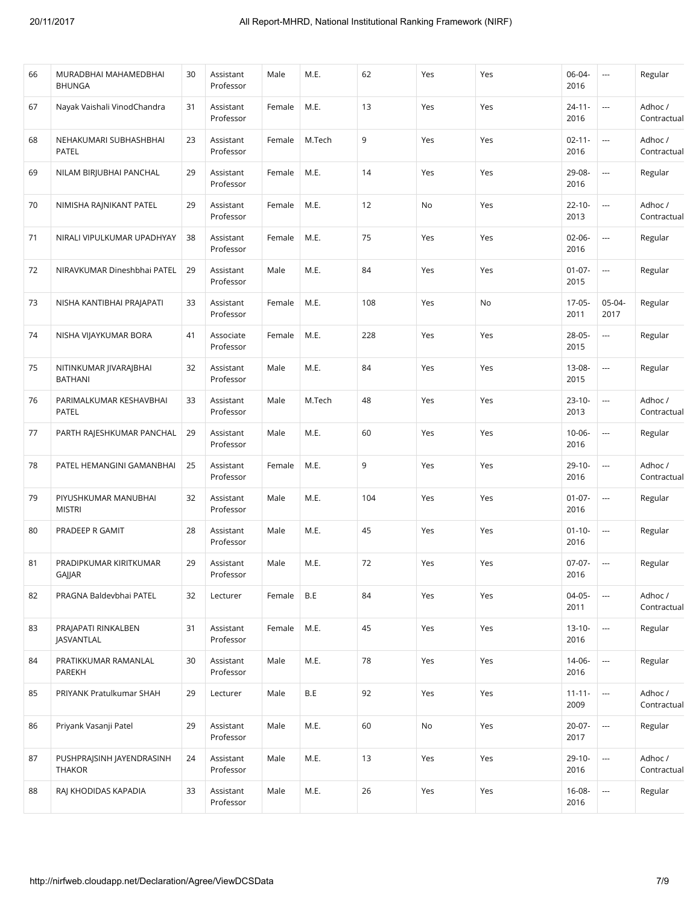| 66 | MURADBHAI MAHAMEDBHAI BHUNGA | 30 | Assistant Professor | Male | M.E. | 62 | Yes | Yes | 06-04-2016 | --- | Regular |
|---|---|---|---|---|---|---|---|---|---|---|---|
| 67 | Nayak Vaishali VinodChandra | 31 | Assistant Professor | Female | M.E. | 13 | Yes | Yes | 24-11-2016 | --- | Adhoc / Contractual |
| 68 | NEHAKUMARI SUBHASHBHAI PATEL | 23 | Assistant Professor | Female | M.Tech | 9 | Yes | Yes | 02-11-2016 | --- | Adhoc / Contractual |
| 69 | NILAM BIRJUBHAI PANCHAL | 29 | Assistant Professor | Female | M.E. | 14 | Yes | Yes | 29-08-2016 | --- | Regular |
| 70 | NIMISHA RAJNIKANT PATEL | 29 | Assistant Professor | Female | M.E. | 12 | No | Yes | 22-10-2013 | --- | Adhoc / Contractual |
| 71 | NIRALI VIPULKUMAR UPADHYAY | 38 | Assistant Professor | Female | M.E. | 75 | Yes | Yes | 02-06-2016 | --- | Regular |
| 72 | NIRAVKUMAR Dineshbhai PATEL | 29 | Assistant Professor | Male | M.E. | 84 | Yes | Yes | 01-07-2015 | --- | Regular |
| 73 | NISHA KANTIBHAI PRAJAPATI | 33 | Assistant Professor | Female | M.E. | 108 | Yes | No | 17-05-2011 | 05-04-2017 | Regular |
| 74 | NISHA VIJAYKUMAR BORA | 41 | Associate Professor | Female | M.E. | 228 | Yes | Yes | 28-05-2015 | --- | Regular |
| 75 | NITINKUMAR JIVARAJBHAI BATHANI | 32 | Assistant Professor | Male | M.E. | 84 | Yes | Yes | 13-08-2015 | --- | Regular |
| 76 | PARIMALKUMAR KESHAVBHAI PATEL | 33 | Assistant Professor | Male | M.Tech | 48 | Yes | Yes | 23-10-2013 | --- | Adhoc / Contractual |
| 77 | PARTH RAJESHKUMAR PANCHAL | 29 | Assistant Professor | Male | M.E. | 60 | Yes | Yes | 10-06-2016 | --- | Regular |
| 78 | PATEL HEMANGINI GAMANBHAI | 25 | Assistant Professor | Female | M.E. | 9 | Yes | Yes | 29-10-2016 | --- | Adhoc / Contractual |
| 79 | PIYUSHKUMAR MANUBHAI MISTRI | 32 | Assistant Professor | Male | M.E. | 104 | Yes | Yes | 01-07-2016 | --- | Regular |
| 80 | PRADEEP R GAMIT | 28 | Assistant Professor | Male | M.E. | 45 | Yes | Yes | 01-10-2016 | --- | Regular |
| 81 | PRADIPKUMAR KIRITKUMAR GAJJAR | 29 | Assistant Professor | Male | M.E. | 72 | Yes | Yes | 07-07-2016 | --- | Regular |
| 82 | PRAGNA Baldevbhai PATEL | 32 | Lecturer | Female | B.E | 84 | Yes | Yes | 04-05-2011 | --- | Adhoc / Contractual |
| 83 | PRAJAPATI RINKALBEN JASVANTLAL | 31 | Assistant Professor | Female | M.E. | 45 | Yes | Yes | 13-10-2016 | --- | Regular |
| 84 | PRATIKKUMAR RAMANLAL PAREKH | 30 | Assistant Professor | Male | M.E. | 78 | Yes | Yes | 14-06-2016 | --- | Regular |
| 85 | PRIYANK Pratulkumar SHAH | 29 | Lecturer | Male | B.E | 92 | Yes | Yes | 11-11-2009 | --- | Adhoc / Contractual |
| 86 | Priyank Vasanji Patel | 29 | Assistant Professor | Male | M.E. | 60 | No | Yes | 20-07-2017 | --- | Regular |
| 87 | PUSHPRAJSINH JAYENDRASINH THAKOR | 24 | Assistant Professor | Male | M.E. | 13 | Yes | Yes | 29-10-2016 | --- | Adhoc / Contractual |
| 88 | RAJ KHODIDAS KAPADIA | 33 | Assistant Professor | Male | M.E. | 26 | Yes | Yes | 16-08-2016 | --- | Regular |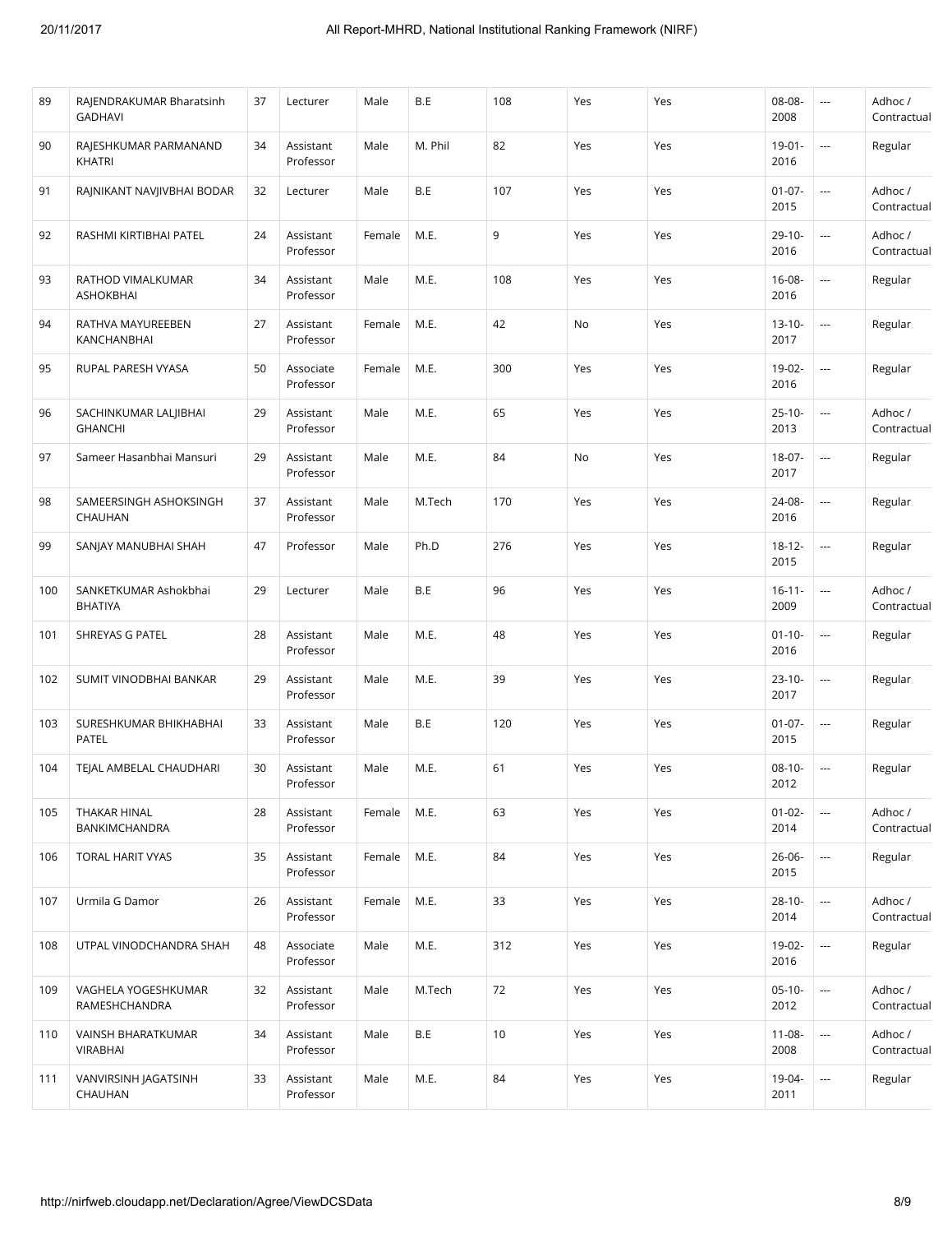| 89 | RAJENDRAKUMAR Bharatsinh GADHAVI | 37 | Lecturer | Male | B.E | 108 | Yes | Yes | 08-08-2008 | --- | Adhoc / Contractual |
|---|---|---|---|---|---|---|---|---|---|---|---|
| 90 | RAJESHKUMAR PARMANAND KHATRI | 34 | Assistant Professor | Male | M. Phil | 82 | Yes | Yes | 19-01-2016 | --- | Regular |
| 91 | RAJNIKANT NAVJIVBHAI BODAR | 32 | Lecturer | Male | B.E | 107 | Yes | Yes | 01-07-2015 | --- | Adhoc / Contractual |
| 92 | RASHMI KIRTIBHAI PATEL | 24 | Assistant Professor | Female | M.E. | 9 | Yes | Yes | 29-10-2016 | --- | Adhoc / Contractual |
| 93 | RATHOD VIMALKUMAR ASHOKBHAI | 34 | Assistant Professor | Male | M.E. | 108 | Yes | Yes | 16-08-2016 | --- | Regular |
| 94 | RATHVA MAYUREEBEN KANCHANBHAI | 27 | Assistant Professor | Female | M.E. | 42 | No | Yes | 13-10-2017 | --- | Regular |
| 95 | RUPAL PARESH VYASA | 50 | Associate Professor | Female | M.E. | 300 | Yes | Yes | 19-02-2016 | --- | Regular |
| 96 | SACHINKUMAR LALJIBHAI GHANCHI | 29 | Assistant Professor | Male | M.E. | 65 | Yes | Yes | 25-10-2013 | --- | Adhoc / Contractual |
| 97 | Sameer Hasanbhai Mansuri | 29 | Assistant Professor | Male | M.E. | 84 | No | Yes | 18-07-2017 | --- | Regular |
| 98 | SAMEERSINGH ASHOKSINGH CHAUHAN | 37 | Assistant Professor | Male | M.Tech | 170 | Yes | Yes | 24-08-2016 | --- | Regular |
| 99 | SANJAY MANUBHAI SHAH | 47 | Professor | Male | Ph.D | 276 | Yes | Yes | 18-12-2015 | --- | Regular |
| 100 | SANKETKUMAR Ashokbhai BHATIYA | 29 | Lecturer | Male | B.E | 96 | Yes | Yes | 16-11-2009 | --- | Adhoc / Contractual |
| 101 | SHREYAS G PATEL | 28 | Assistant Professor | Male | M.E. | 48 | Yes | Yes | 01-10-2016 | --- | Regular |
| 102 | SUMIT VINODBHAI BANKAR | 29 | Assistant Professor | Male | M.E. | 39 | Yes | Yes | 23-10-2017 | --- | Regular |
| 103 | SURESHKUMAR BHIKHABHAI PATEL | 33 | Assistant Professor | Male | B.E | 120 | Yes | Yes | 01-07-2015 | --- | Regular |
| 104 | TEJAL AMBELAL CHAUDHARI | 30 | Assistant Professor | Male | M.E. | 61 | Yes | Yes | 08-10-2012 | --- | Regular |
| 105 | THAKAR HINAL BANKIMCHANDRA | 28 | Assistant Professor | Female | M.E. | 63 | Yes | Yes | 01-02-2014 | --- | Adhoc / Contractual |
| 106 | TORAL HARIT VYAS | 35 | Assistant Professor | Female | M.E. | 84 | Yes | Yes | 26-06-2015 | --- | Regular |
| 107 | Urmila G Damor | 26 | Assistant Professor | Female | M.E. | 33 | Yes | Yes | 28-10-2014 | --- | Adhoc / Contractual |
| 108 | UTPAL VINODCHANDRA SHAH | 48 | Associate Professor | Male | M.E. | 312 | Yes | Yes | 19-02-2016 | --- | Regular |
| 109 | VAGHELA YOGESHKUMAR RAMESHCHANDRA | 32 | Assistant Professor | Male | M.Tech | 72 | Yes | Yes | 05-10-2012 | --- | Adhoc / Contractual |
| 110 | VAINSH BHARATKUMAR VIRABHAI | 34 | Assistant Professor | Male | B.E | 10 | Yes | Yes | 11-08-2008 | --- | Adhoc / Contractual |
| 111 | VANVIRSINH JAGATSINH CHAUHAN | 33 | Assistant Professor | Male | M.E. | 84 | Yes | Yes | 19-04-2011 | --- | Regular |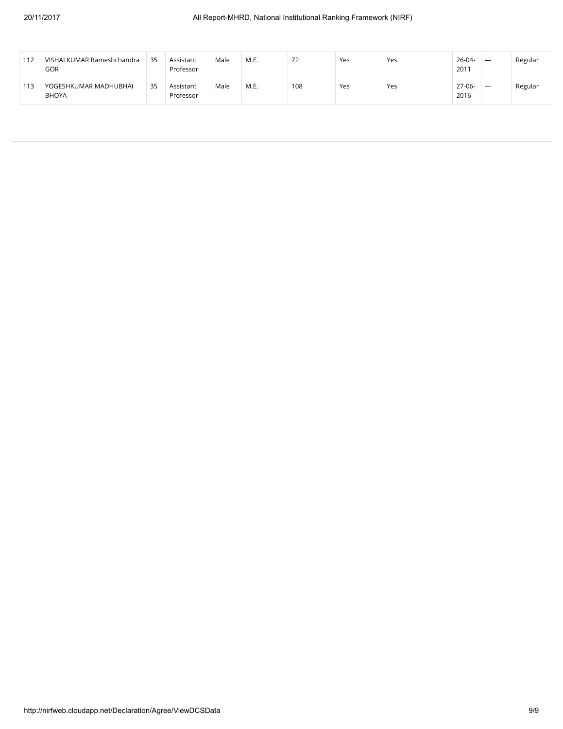| | | | | | | | | | | | |
|---|---|---|---|---|---|---|---|---|---|---|---|
| 112 | VISHALKUMAR Rameshchandra GOR | 35 | Assistant Professor | Male | M.E. | 72 | Yes | Yes | 26-04-2011 | --- | Regular |
| 113 | YOGESHKUMAR MADHUBHAI BHOYA | 35 | Assistant Professor | Male | M.E. | 108 | Yes | Yes | 27-06-2016 | --- | Regular |